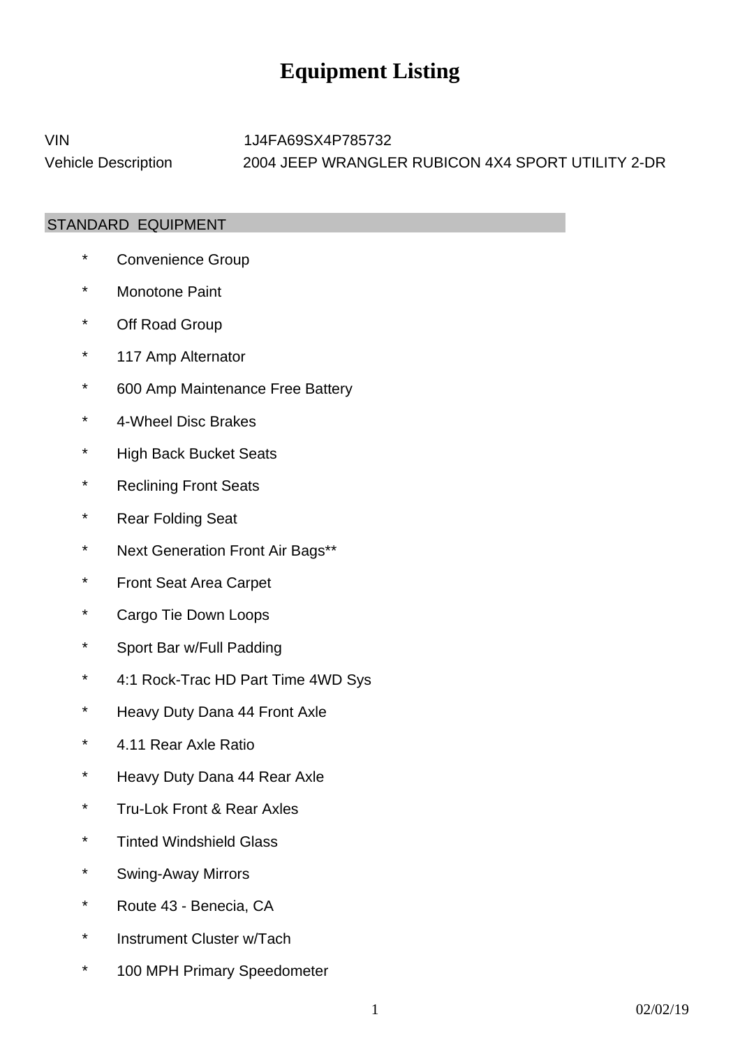# Equipment Listing

| | |
|---|---|
| VIN | 1J4FA69SX4P785732 |
| Vehicle Description | 2004 JEEP WRANGLER RUBICON 4X4 SPORT UTILITY 2-DR |

## STANDARD EQUIPMENT

- Convenience Group
- Monotone Paint
- Off Road Group
- 117 Amp Alternator
- 600 Amp Maintenance Free Battery
- 4-Wheel Disc Brakes
- High Back Bucket Seats
- Reclining Front Seats
- Rear Folding Seat
- Next Generation Front Air Bags**
- Front Seat Area Carpet
- Cargo Tie Down Loops
- Sport Bar w/Full Padding
- 4:1 Rock-Trac HD Part Time 4WD Sys
- Heavy Duty Dana 44 Front Axle
- 4.11 Rear Axle Ratio
- Heavy Duty Dana 44 Rear Axle
- Tru-Lok Front & Rear Axles
- Tinted Windshield Glass
- Swing-Away Mirrors
- Route 43 - Benecia, CA
- Instrument Cluster w/Tach
- 100 MPH Primary Speedometer

02/02/19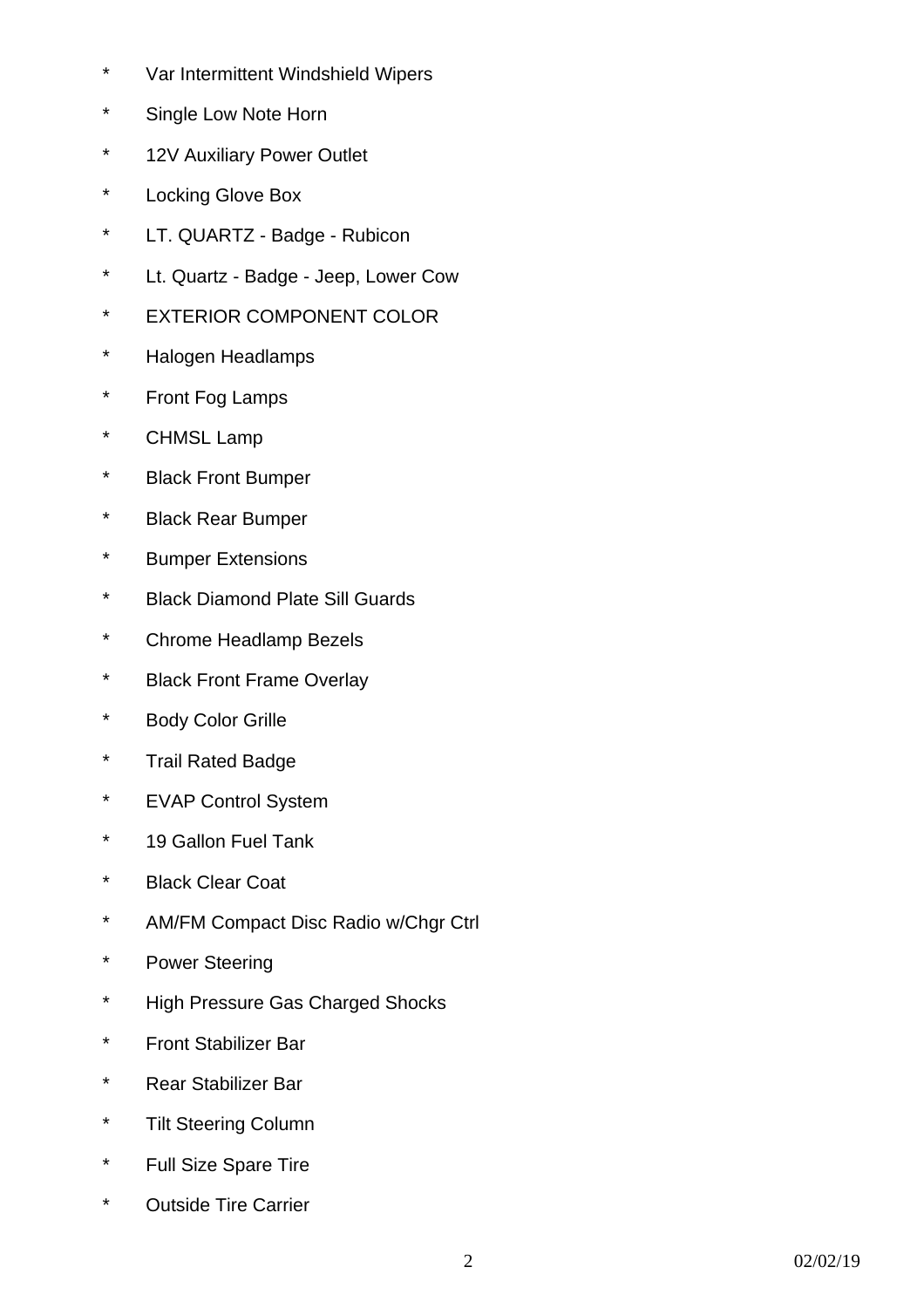* Var Intermittent Windshield Wipers
* Single Low Note Horn
* 12V Auxiliary Power Outlet
* Locking Glove Box
* LT. QUARTZ - Badge - Rubicon
* Lt. Quartz - Badge - Jeep, Lower Cow
* EXTERIOR COMPONENT COLOR
* Halogen Headlamps
* Front Fog Lamps
* CHMSL Lamp
* Black Front Bumper
* Black Rear Bumper
* Bumper Extensions
* Black Diamond Plate Sill Guards
* Chrome Headlamp Bezels
* Black Front Frame Overlay
* Body Color Grille
* Trail Rated Badge
* EVAP Control System
* 19 Gallon Fuel Tank
* Black Clear Coat
* AM/FM Compact Disc Radio w/Chgr Ctrl
* Power Steering
* High Pressure Gas Charged Shocks
* Front Stabilizer Bar
* Rear Stabilizer Bar
* Tilt Steering Column
* Full Size Spare Tire
* Outside Tire Carrier

02/02/19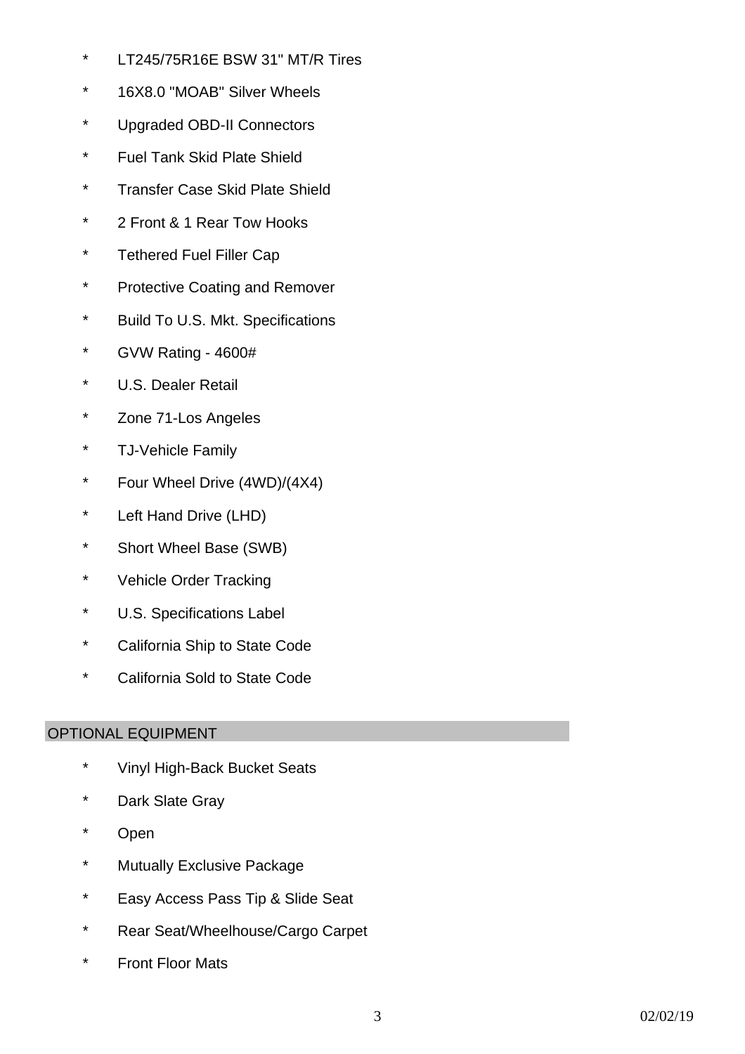- LT245/75R16E BSW 31" MT/R Tires
- 16X8.0 "MOAB" Silver Wheels
- Upgraded OBD-II Connectors
- Fuel Tank Skid Plate Shield
- Transfer Case Skid Plate Shield
- 2 Front & 1 Rear Tow Hooks
- Tethered Fuel Filler Cap
- Protective Coating and Remover
- Build To U.S. Mkt. Specifications
- GVW Rating - 4600#
- U.S. Dealer Retail
- Zone 71-Los Angeles
- TJ-Vehicle Family
- Four Wheel Drive (4WD)/(4X4)
- Left Hand Drive (LHD)
- Short Wheel Base (SWB)
- Vehicle Order Tracking
- U.S. Specifications Label
- California Ship to State Code
- California Sold to State Code

## OPTIONAL EQUIPMENT

- Vinyl High-Back Bucket Seats
- Dark Slate Gray
- Open
- Mutually Exclusive Package
- Easy Access Pass Tip & Slide Seat
- Rear Seat/Wheelhouse/Cargo Carpet
- Front Floor Mats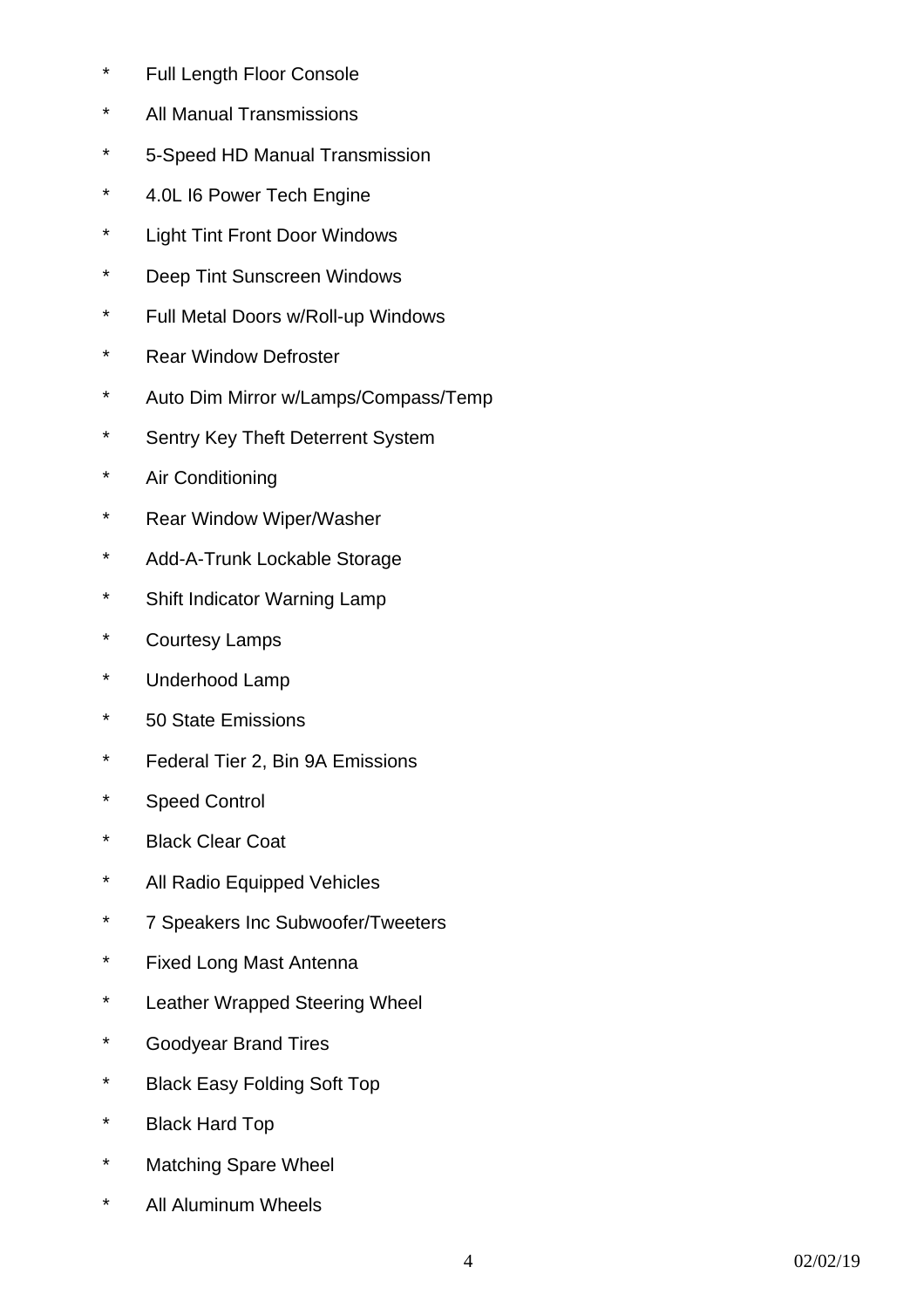- Full Length Floor Console
- All Manual Transmissions
- 5-Speed HD Manual Transmission
- 4.0L I6 Power Tech Engine
- Light Tint Front Door Windows
- Deep Tint Sunscreen Windows
- Full Metal Doors w/Roll-up Windows
- Rear Window Defroster
- Auto Dim Mirror w/Lamps/Compass/Temp
- Sentry Key Theft Deterrent System
- Air Conditioning
- Rear Window Wiper/Washer
- Add-A-Trunk Lockable Storage
- Shift Indicator Warning Lamp
- Courtesy Lamps
- Underhood Lamp
- 50 State Emissions
- Federal Tier 2, Bin 9A Emissions
- Speed Control
- Black Clear Coat
- All Radio Equipped Vehicles
- 7 Speakers Inc Subwoofer/Tweeters
- Fixed Long Mast Antenna
- Leather Wrapped Steering Wheel
- Goodyear Brand Tires
- Black Easy Folding Soft Top
- Black Hard Top
- Matching Spare Wheel
- All Aluminum Wheels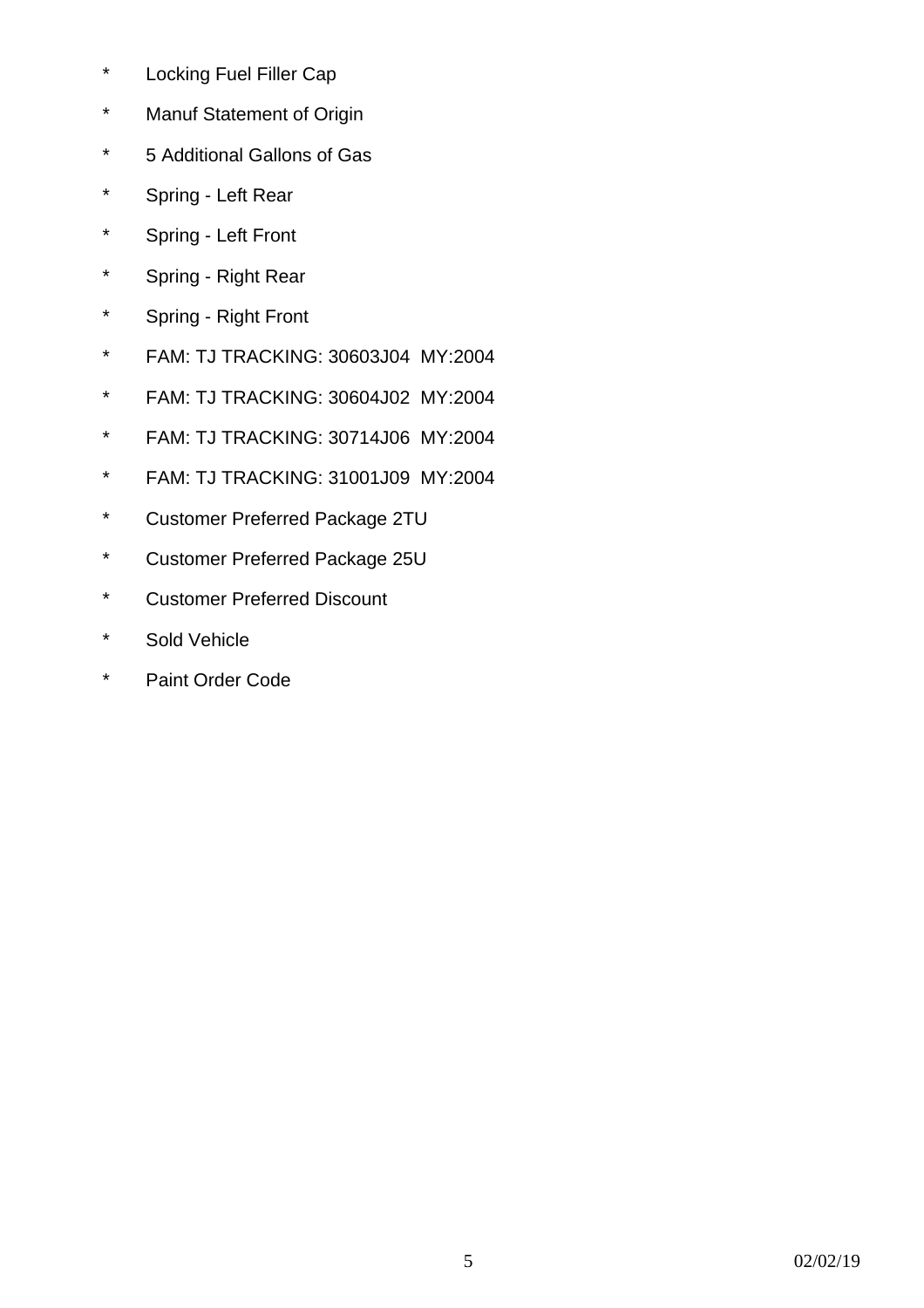- Locking Fuel Filler Cap
- Manuf Statement of Origin
- 5 Additional Gallons of Gas
- Spring - Left Rear
- Spring - Left Front
- Spring - Right Rear
- Spring - Right Front
- FAM: TJ TRACKING: 30603J04 MY:2004
- FAM: TJ TRACKING: 30604J02 MY:2004
- FAM: TJ TRACKING: 30714J06 MY:2004
- FAM: TJ TRACKING: 31001J09 MY:2004
- Customer Preferred Package 2TU
- Customer Preferred Package 25U
- Customer Preferred Discount
- Sold Vehicle
- Paint Order Code